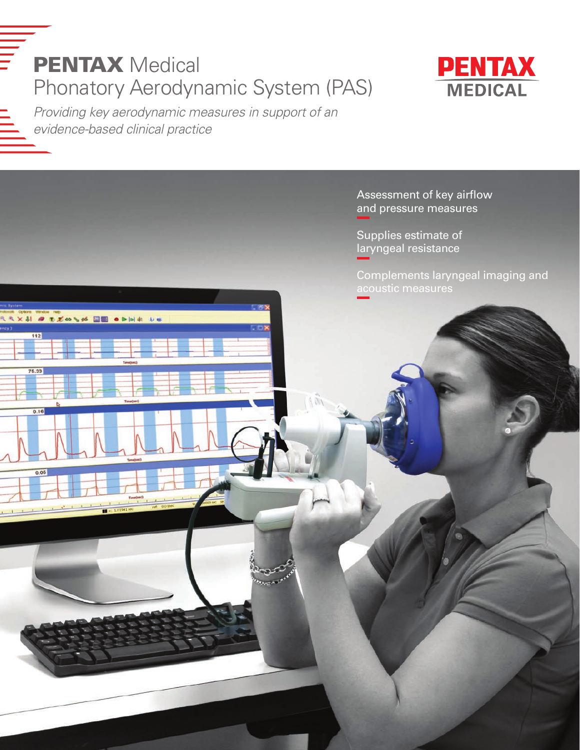# **PENTAX** Medical
# Phonatory Aerodynamic System (PAS)

*Providing key aerodynamic measures in support of an evidence-based clinical practice*

PENTAX MEDICAL

- Assessment of key airflow and pressure measures
- Supplies estimate of laryngeal resistance
- Complements laryngeal imaging and acoustic measures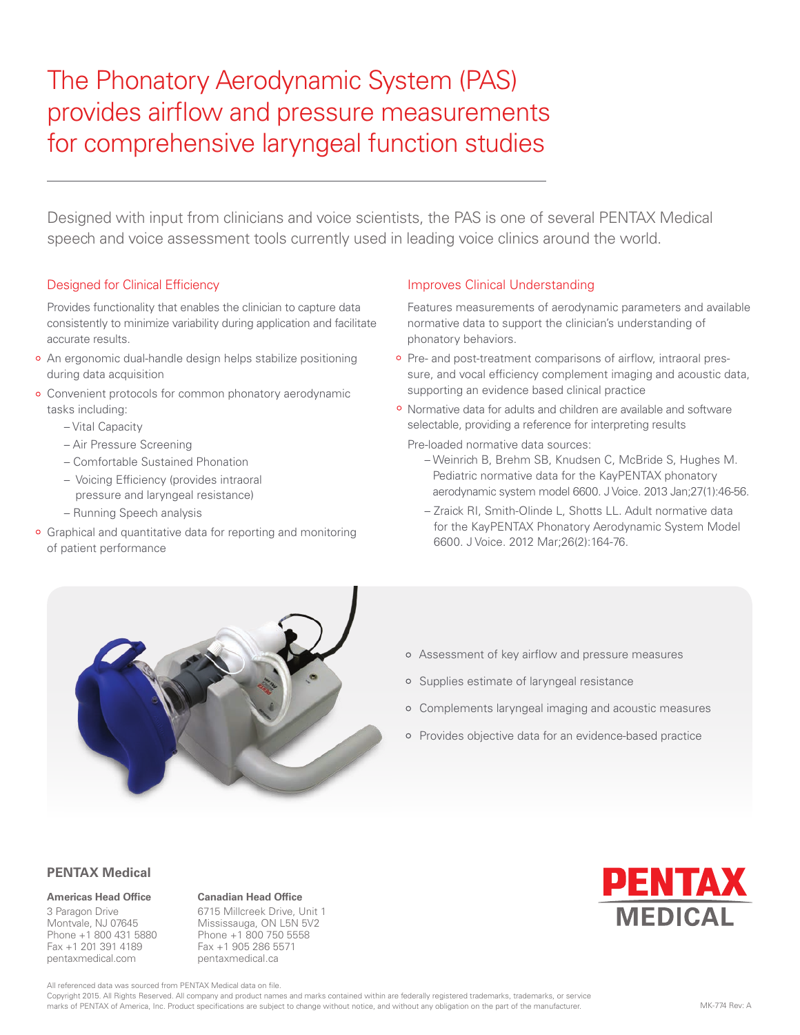# The Phonatory Aerodynamic System (PAS) provides airflow and pressure measurements for comprehensive laryngeal function studies

Designed with input from clinicians and voice scientists, the PAS is one of several PENTAX Medical speech and voice assessment tools currently used in leading voice clinics around the world.

## Designed for Clinical Efficiency

Provides functionality that enables the clinician to capture data consistently to minimize variability during application and facilitate accurate results.

- An ergonomic dual-handle design helps stabilize positioning during data acquisition
- Convenient protocols for common phonatory aerodynamic tasks including:
  - Vital Capacity
  - Air Pressure Screening
  - Comfortable Sustained Phonation
  - Voicing Efficiency (provides intraoral pressure and laryngeal resistance)
  - Running Speech analysis
- Graphical and quantitative data for reporting and monitoring of patient performance

## Improves Clinical Understanding

Features measurements of aerodynamic parameters and available normative data to support the clinician's understanding of phonatory behaviors.

- Pre- and post-treatment comparisons of airflow, intraoral pressure, and vocal efficiency complement imaging and acoustic data, supporting an evidence based clinical practice
- Normative data for adults and children are available and software selectable, providing a reference for interpreting results

  Pre-loaded normative data sources:
  - Weinrich B, Brehm SB, Knudsen C, McBride S, Hughes M. Pediatric normative data for the KayPENTAX phonatory aerodynamic system model 6600. J Voice. 2013 Jan;27(1):46-56.
  - Zraick RI, Smith-Olinde L, Shotts LL. Adult normative data for the KayPENTAX Phonatory Aerodynamic System Model 6600. J Voice. 2012 Mar;26(2):164-76.

- Assessment of key airflow and pressure measures
- Supplies estimate of laryngeal resistance
- Complements laryngeal imaging and acoustic measures
- Provides objective data for an evidence-based practice

**PENTAX Medical**

**Americas Head Office**
3 Paragon Drive
Montvale, NJ 07645
Phone +1 800 431 5880
Fax +1 201 391 4189
pentaxmedical.com

**Canadian Head Office**
6715 Millcreek Drive, Unit 1
Mississauga, ON L5N 5V2
Phone +1 800 750 5558
Fax +1 905 286 5571
pentaxmedical.ca

PENTAX MEDICAL

All referenced data was sourced from PENTAX Medical data on file.
Copyright 2015. All Rights Reserved. All company and product names and marks contained within are federally registered trademarks, trademarks, or service marks of PENTAX of America, Inc. Product specifications are subject to change without notice, and without any obligation on the part of the manufacturer.

MK-774 Rev: A